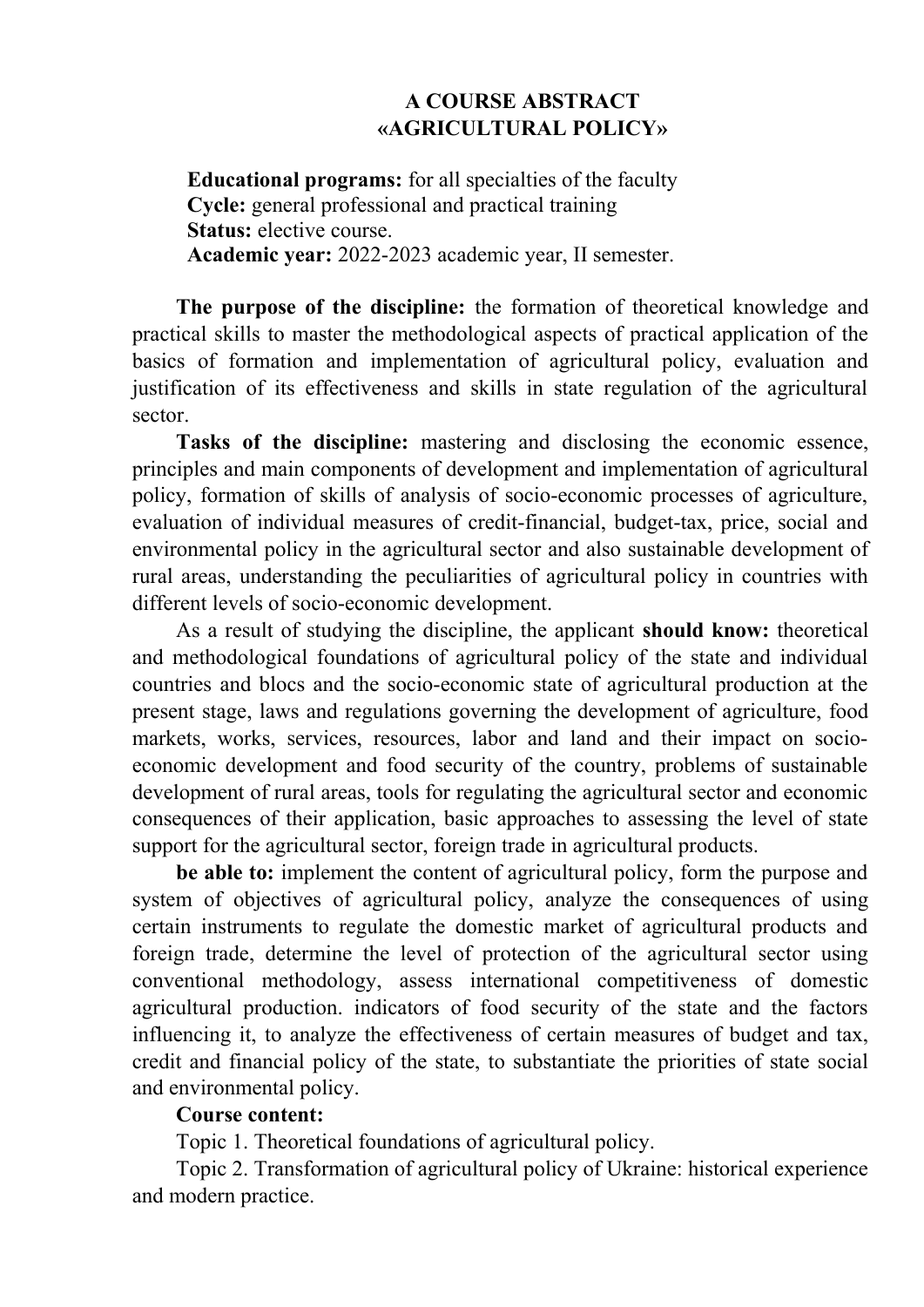# A COURSE ABSTRACT
# «AGRICULTURAL POLICY»

**Educational programs:** for all specialties of the faculty
**Cycle:** general professional and practical training
**Status:** elective course.
**Academic year:** 2022-2023 academic year, II semester.

**The purpose of the discipline:** the formation of theoretical knowledge and practical skills to master the methodological aspects of practical application of the basics of formation and implementation of agricultural policy, evaluation and justification of its effectiveness and skills in state regulation of the agricultural sector.

**Tasks of the discipline:** mastering and disclosing the economic essence, principles and main components of development and implementation of agricultural policy, formation of skills of analysis of socio-economic processes of agriculture, evaluation of individual measures of credit-financial, budget-tax, price, social and environmental policy in the agricultural sector and also sustainable development of rural areas, understanding the peculiarities of agricultural policy in countries with different levels of socio-economic development.

As a result of studying the discipline, the applicant **should know:** theoretical and methodological foundations of agricultural policy of the state and individual countries and blocs and the socio-economic state of agricultural production at the present stage, laws and regulations governing the development of agriculture, food markets, works, services, resources, labor and land and their impact on socio-economic development and food security of the country, problems of sustainable development of rural areas, tools for regulating the agricultural sector and economic consequences of their application, basic approaches to assessing the level of state support for the agricultural sector, foreign trade in agricultural products.

**be able to:** implement the content of agricultural policy, form the purpose and system of objectives of agricultural policy, analyze the consequences of using certain instruments to regulate the domestic market of agricultural products and foreign trade, determine the level of protection of the agricultural sector using conventional methodology, assess international competitiveness of domestic agricultural production. indicators of food security of the state and the factors influencing it, to analyze the effectiveness of certain measures of budget and tax, credit and financial policy of the state, to substantiate the priorities of state social and environmental policy.

**Course content:**

Topic 1. Theoretical foundations of agricultural policy.

Topic 2. Transformation of agricultural policy of Ukraine: historical experience and modern practice.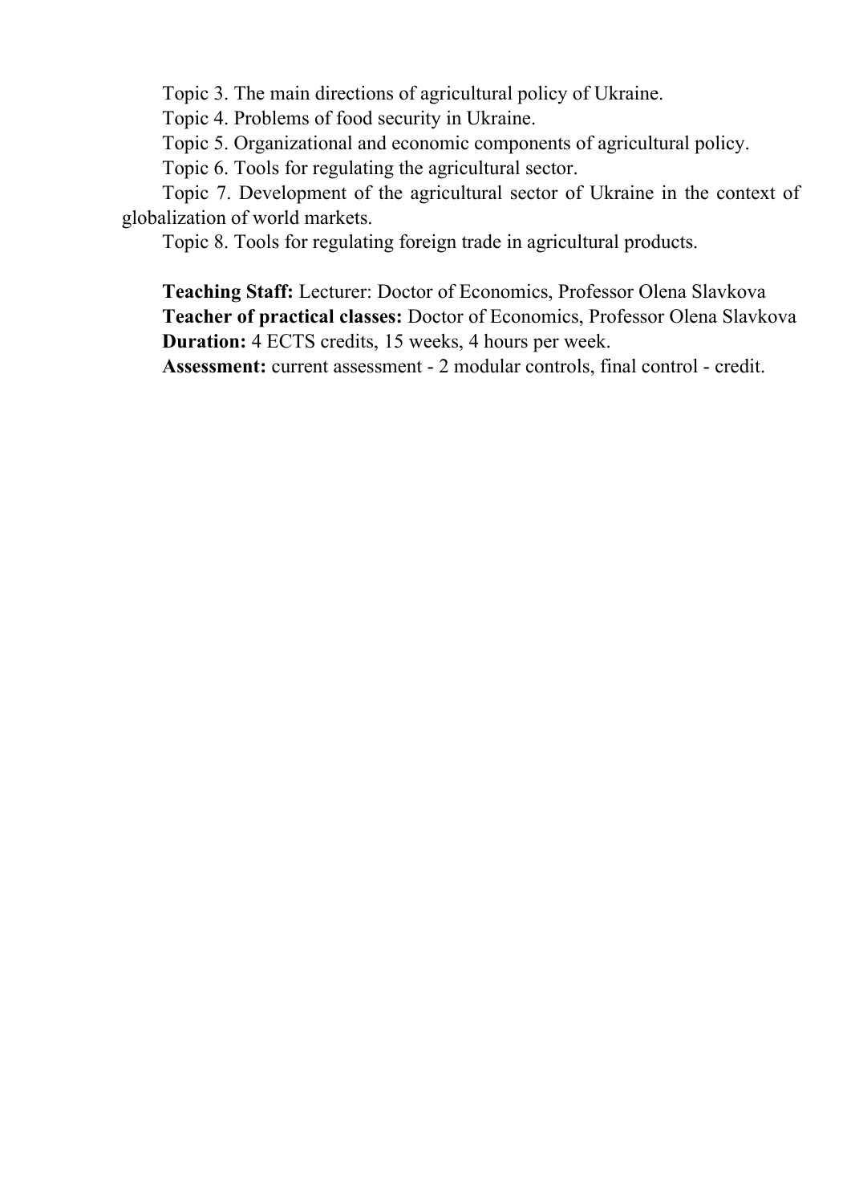Topic 3. The main directions of agricultural policy of Ukraine.

Topic 4. Problems of food security in Ukraine.

Topic 5. Organizational and economic components of agricultural policy.

Topic 6. Tools for regulating the agricultural sector.

Topic 7. Development of the agricultural sector of Ukraine in the context of globalization of world markets.

Topic 8. Tools for regulating foreign trade in agricultural products.

**Teaching Staff:** Lecturer: Doctor of Economics, Professor Olena Slavkova

**Teacher of practical classes:** Doctor of Economics, Professor Olena Slavkova

**Duration:** 4 ECTS credits, 15 weeks, 4 hours per week.

**Assessment:** current assessment - 2 modular controls, final control - credit.